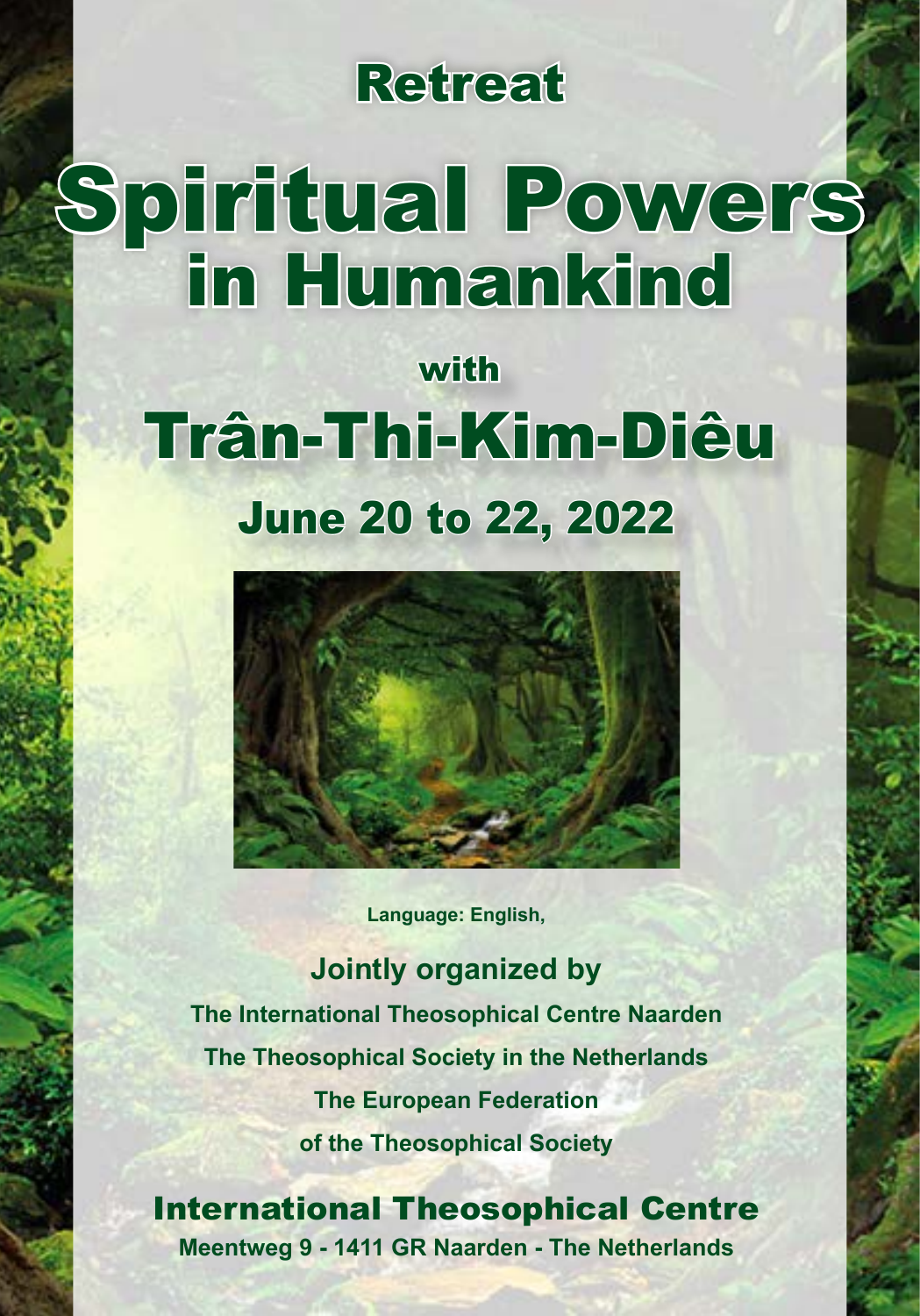# Retreat

# Spiritual Powers in Humankind

## with

# Trân-Thi-Kim-Diêu

## June 20 to 22, 2022

**Language: English,**

### Jointly organized by

**The International Theosophical Centre Naarden**

**The Theosophical Society in the Netherlands**

**The European Federation**

**of the Theosophical Society**

## International Theosophical Centre

**Meentweg 9 - 1411 GR Naarden - The Netherlands**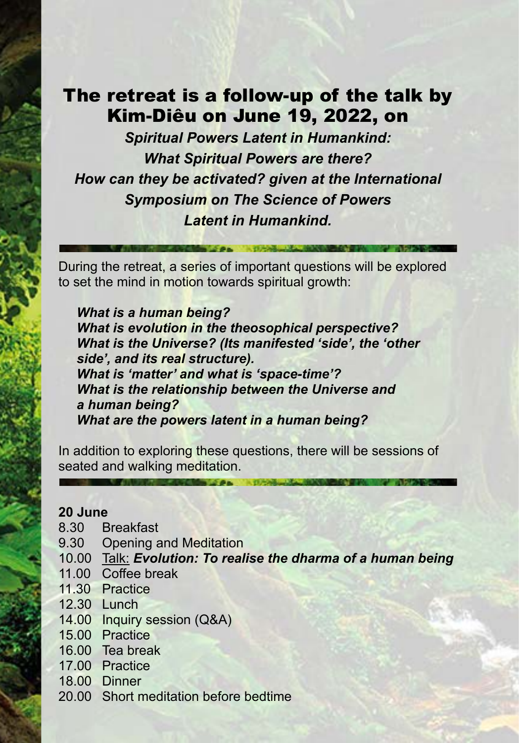## The retreat is a follow-up of the talk by Kim-Diêu on June 19, 2022, on

***Spiritual Powers Latent in Humankind: What Spiritual Powers are there? How can they be activated? given at the International Symposium on The Science of Powers Latent in Humankind.***

During the retreat, a series of important questions will be explored to set the mind in motion towards spiritual growth:

***What is a human being?***
***What is evolution in the theosophical perspective?***
***What is the Universe? (Its manifested 'side', the 'other side', and its real structure).***
***What is 'matter' and what is 'space-time'?***
***What is the relationship between the Universe and a human being?***
***What are the powers latent in a human being?***

In addition to exploring these questions, there will be sessions of seated and walking meditation.

**20 June**

| | |
|---|---|
| 8.30 | Breakfast |
| 9.30 | Opening and Meditation |
| 10.00 | <u>Talk:</u> ***Evolution: To realise the dharma of a human being*** |
| 11.00 | Coffee break |
| 11.30 | Practice |
| 12.30 | Lunch |
| 14.00 | Inquiry session (Q&A) |
| 15.00 | Practice |
| 16.00 | Tea break |
| 17.00 | Practice |
| 18.00 | Dinner |
| 20.00 | Short meditation before bedtime |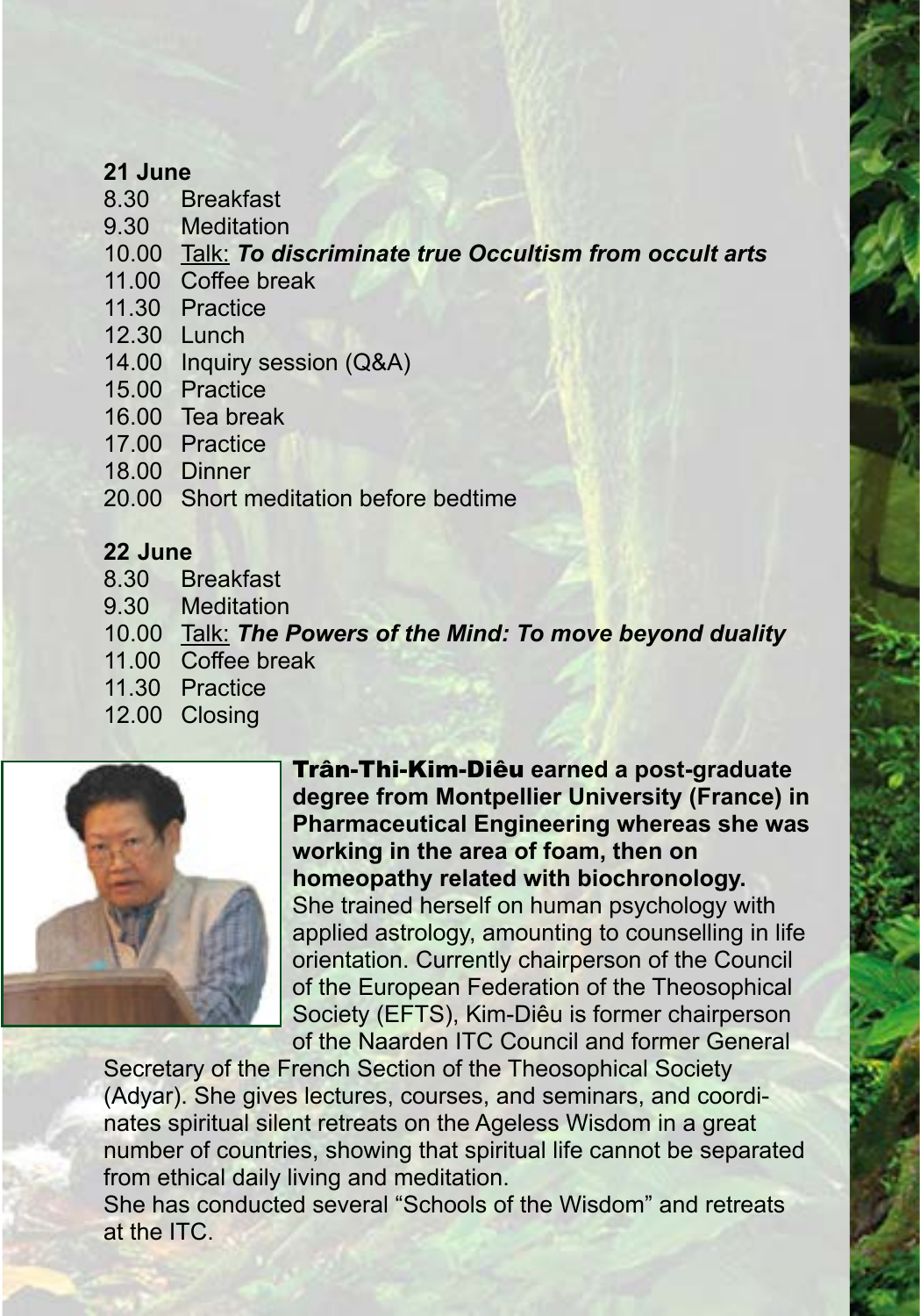**21 June**

- 8.30 Breakfast
- 9.30 Meditation
- 10.00 Talk: ***To discriminate true Occultism from occult arts***
- 11.00 Coffee break
- 11.30 Practice
- 12.30 Lunch
- 14.00 Inquiry session (Q&A)
- 15.00 Practice
- 16.00 Tea break
- 17.00 Practice
- 18.00 Dinner
- 20.00 Short meditation before bedtime

**22 June**

- 8.30 Breakfast
- 9.30 Meditation
- 10.00 Talk: ***The Powers of the Mind: To move beyond duality***
- 11.00 Coffee break
- 11.30 Practice
- 12.00 Closing

**Trân-Thi-Kim-Diêu earned a post-graduate degree from Montpellier University (France) in Pharmaceutical Engineering whereas she was working in the area of foam, then on homeopathy related with biochronology.** She trained herself on human psychology with applied astrology, amounting to counselling in life orientation. Currently chairperson of the Council of the European Federation of the Theosophical Society (EFTS), Kim-Diêu is former chairperson of the Naarden ITC Council and former General Secretary of the French Section of the Theosophical Society (Adyar). She gives lectures, courses, and seminars, and coordinates spiritual silent retreats on the Ageless Wisdom in a great number of countries, showing that spiritual life cannot be separated from ethical daily living and meditation.

She has conducted several "Schools of the Wisdom" and retreats at the ITC.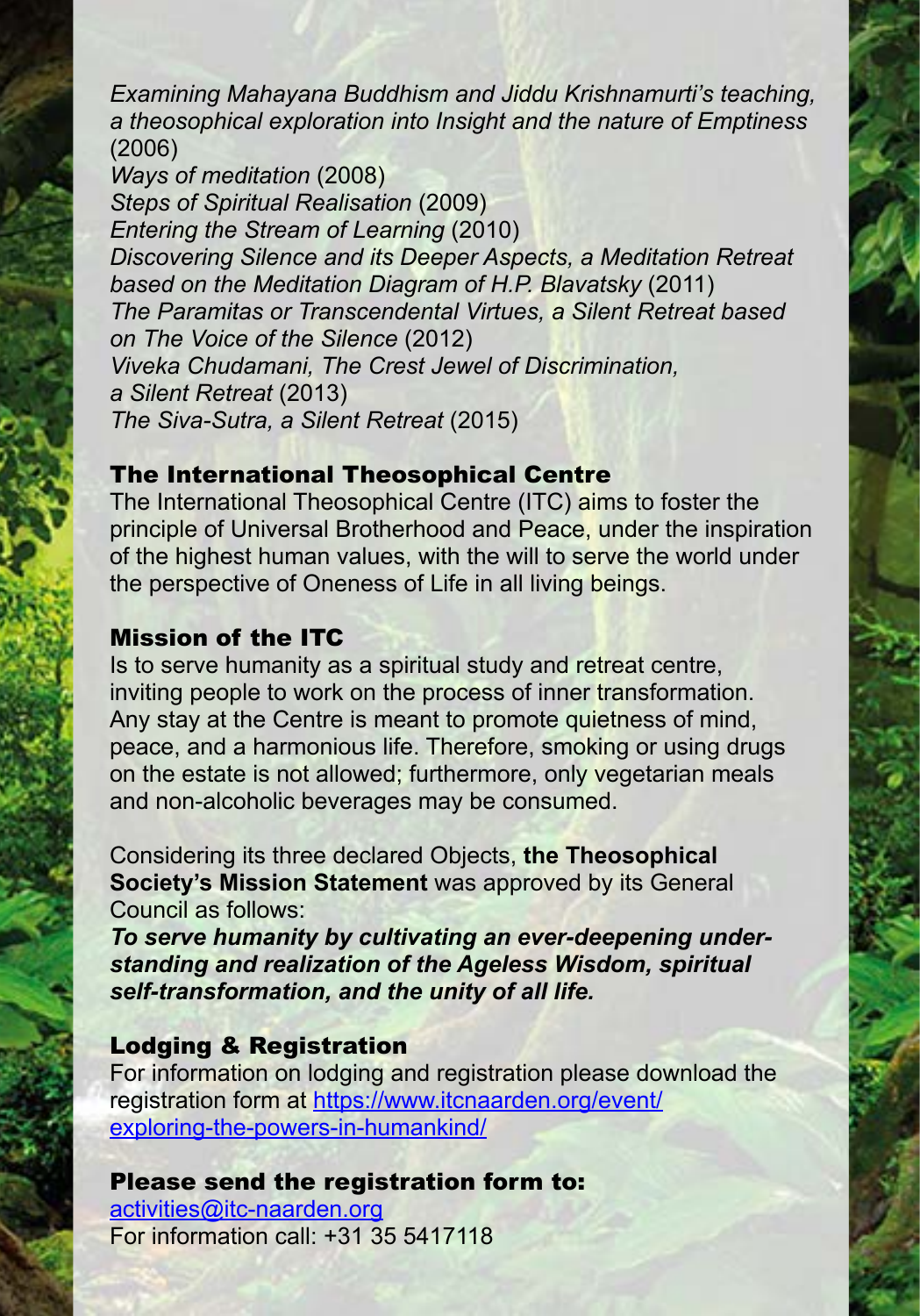*Examining Mahayana Buddhism and Jiddu Krishnamurti's teaching, a theosophical exploration into Insight and the nature of Emptiness* (2006)
*Ways of meditation* (2008)
*Steps of Spiritual Realisation* (2009)
*Entering the Stream of Learning* (2010)
*Discovering Silence and its Deeper Aspects, a Meditation Retreat based on the Meditation Diagram of H.P. Blavatsky* (2011)
*The Paramitas or Transcendental Virtues, a Silent Retreat based on The Voice of the Silence* (2012)
*Viveka Chudamani, The Crest Jewel of Discrimination, a Silent Retreat* (2013)
*The Siva-Sutra, a Silent Retreat* (2015)

## The International Theosophical Centre

The International Theosophical Centre (ITC) aims to foster the principle of Universal Brotherhood and Peace, under the inspiration of the highest human values, with the will to serve the world under the perspective of Oneness of Life in all living beings.

## Mission of the ITC

Is to serve humanity as a spiritual study and retreat centre, inviting people to work on the process of inner transformation. Any stay at the Centre is meant to promote quietness of mind, peace, and a harmonious life. Therefore, smoking or using drugs on the estate is not allowed; furthermore, only vegetarian meals and non-alcoholic beverages may be consumed.

Considering its three declared Objects, **the Theosophical Society's Mission Statement** was approved by its General Council as follows:

***To serve humanity by cultivating an ever-deepening understanding and realization of the Ageless Wisdom, spiritual self-transformation, and the unity of all life.***

## Lodging & Registration

For information on lodging and registration please download the registration form at [https://www.itcnaarden.org/event/exploring-the-powers-in-humankind/](https://www.itcnaarden.org/event/exploring-the-powers-in-humankind/)

## Please send the registration form to:

[activities@itc-naarden.org](mailto:activities@itc-naarden.org)
For information call: +31 35 5417118